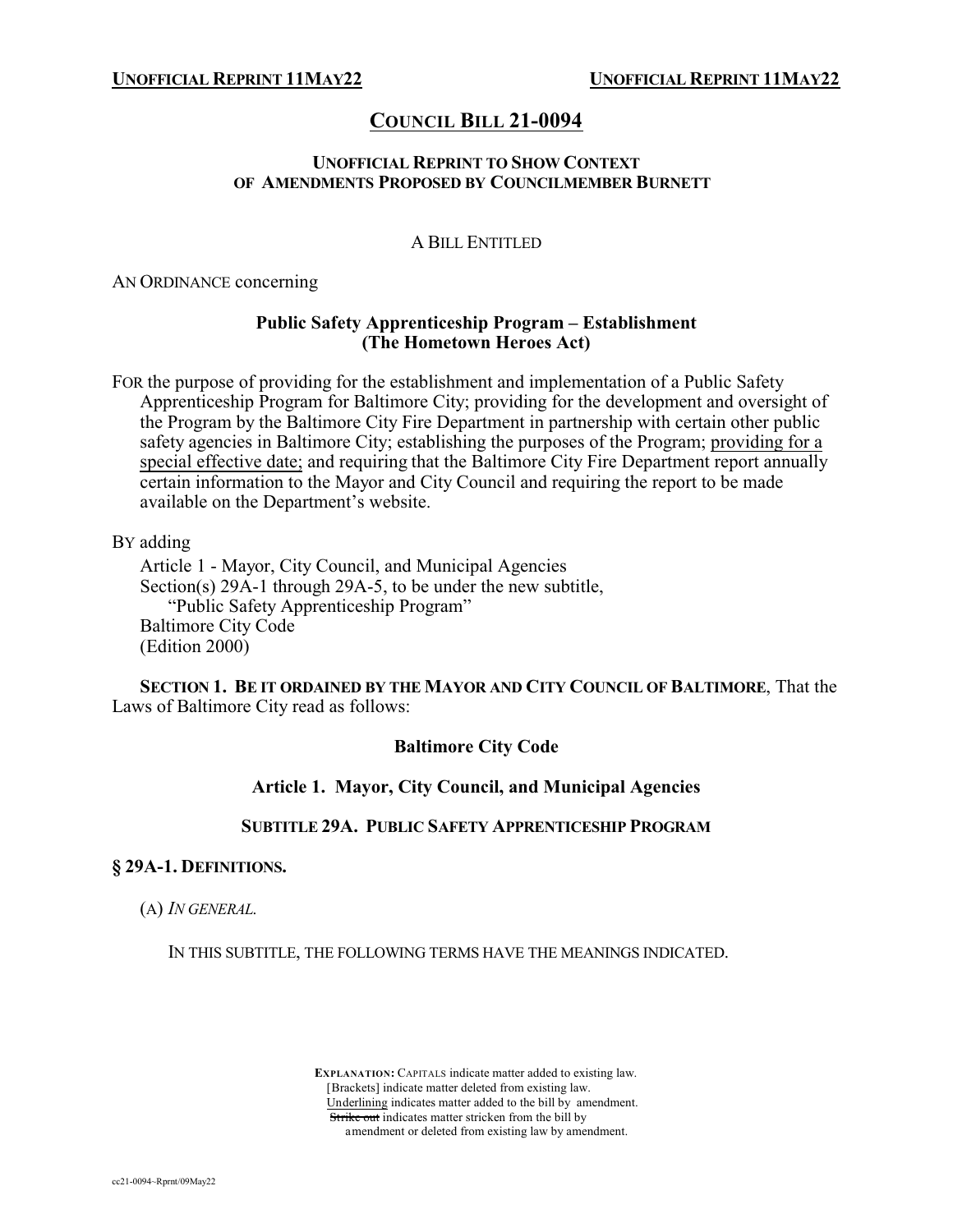**UNOFFICIAL REPRINT 11MAY22** **UNOFFICIAL REPRINT 11MAY22**

# COUNCIL BILL 21-0094

**UNOFFICIAL REPRINT TO SHOW CONTEXT OF AMENDMENTS PROPOSED BY COUNCILMEMBER BURNETT**

A BILL ENTITLED

AN ORDINANCE concerning

**Public Safety Apprenticeship Program – Establishment (The Hometown Heroes Act)**

FOR the purpose of providing for the establishment and implementation of a Public Safety Apprenticeship Program for Baltimore City; providing for the development and oversight of the Program by the Baltimore City Fire Department in partnership with certain other public safety agencies in Baltimore City; establishing the purposes of the Program; <u>providing for a special effective date;</u> and requiring that the Baltimore City Fire Department report annually certain information to the Mayor and City Council and requiring the report to be made available on the Department's website.

BY adding

Article 1 - Mayor, City Council, and Municipal Agencies
Section(s) 29A-1 through 29A-5, to be under the new subtitle,
"Public Safety Apprenticeship Program"
Baltimore City Code
(Edition 2000)

**SECTION 1. BE IT ORDAINED BY THE MAYOR AND CITY COUNCIL OF BALTIMORE**, That the Laws of Baltimore City read as follows:

## Baltimore City Code

## Article 1. Mayor, City Council, and Municipal Agencies

### SUBTITLE 29A. PUBLIC SAFETY APPRENTICESHIP PROGRAM

### § 29A-1. DEFINITIONS.

(A) *IN GENERAL.*

IN THIS SUBTITLE, THE FOLLOWING TERMS HAVE THE MEANINGS INDICATED.

**EXPLANATION:** CAPITALS indicate matter added to existing law.
[Brackets] indicate matter deleted from existing law.
<u>Underlining</u> indicates matter added to the bill by amendment.
~~Strike out~~ indicates matter stricken from the bill by amendment or deleted from existing law by amendment.

cc21-0094~Rprnt/09May22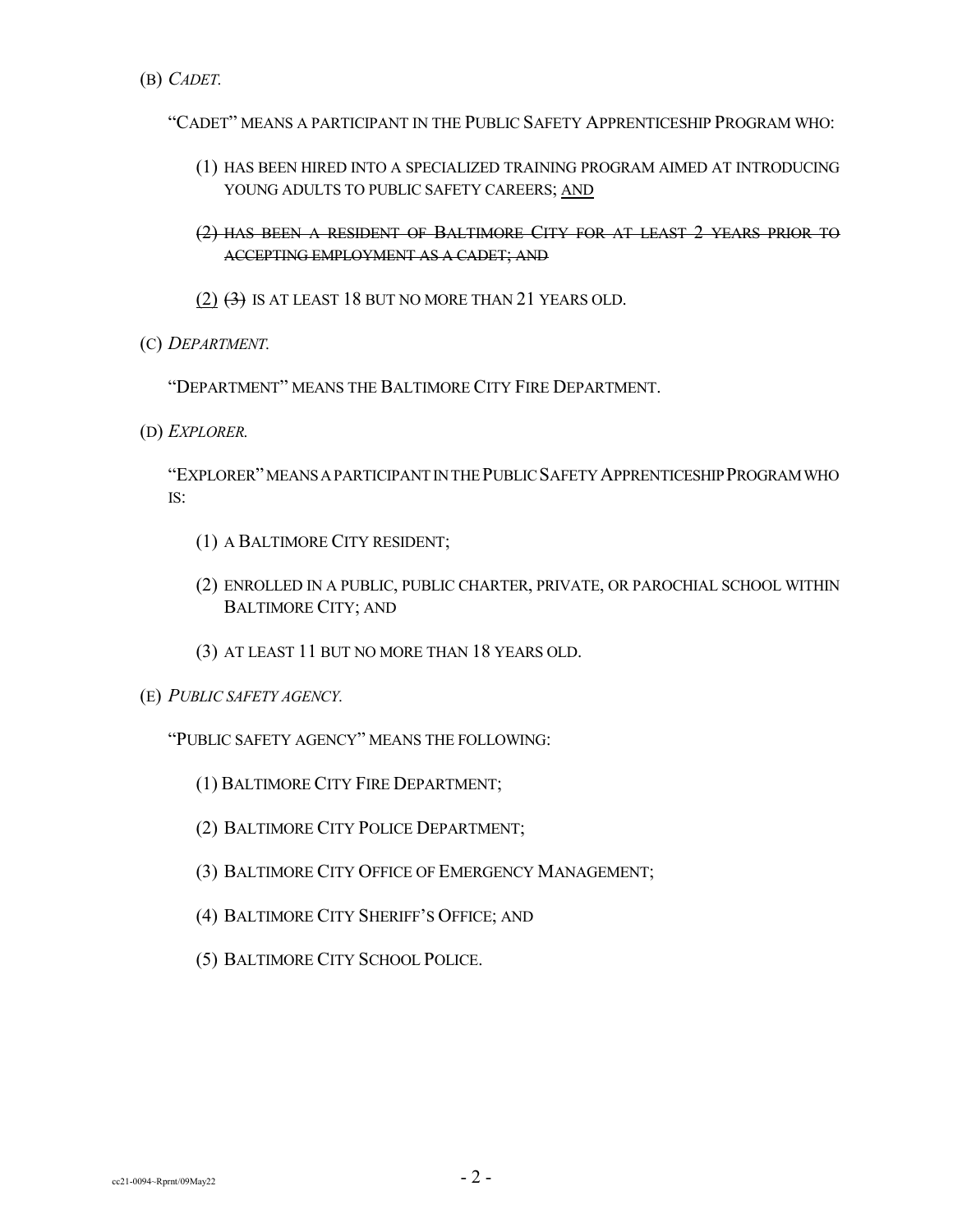(B) *CADET.*

"CADET" MEANS A PARTICIPANT IN THE PUBLIC SAFETY APPRENTICESHIP PROGRAM WHO:

(1) HAS BEEN HIRED INTO A SPECIALIZED TRAINING PROGRAM AIMED AT INTRODUCING YOUNG ADULTS TO PUBLIC SAFETY CAREERS; <u>AND</u>

~~(2) HAS BEEN A RESIDENT OF BALTIMORE CITY FOR AT LEAST 2 YEARS PRIOR TO ACCEPTING EMPLOYMENT AS A CADET; AND~~

<u>(2)</u> ~~(3)~~ IS AT LEAST 18 BUT NO MORE THAN 21 YEARS OLD.

(C) *DEPARTMENT.*

"DEPARTMENT" MEANS THE BALTIMORE CITY FIRE DEPARTMENT.

(D) *EXPLORER.*

"EXPLORER" MEANS A PARTICIPANT IN THE PUBLIC SAFETY APPRENTICESHIP PROGRAM WHO IS:

(1) A BALTIMORE CITY RESIDENT;

(2) ENROLLED IN A PUBLIC, PUBLIC CHARTER, PRIVATE, OR PAROCHIAL SCHOOL WITHIN BALTIMORE CITY; AND

(3) AT LEAST 11 BUT NO MORE THAN 18 YEARS OLD.

(E) *PUBLIC SAFETY AGENCY.*

"PUBLIC SAFETY AGENCY" MEANS THE FOLLOWING:

(1) BALTIMORE CITY FIRE DEPARTMENT;

(2) BALTIMORE CITY POLICE DEPARTMENT;

(3) BALTIMORE CITY OFFICE OF EMERGENCY MANAGEMENT;

(4) BALTIMORE CITY SHERIFF'S OFFICE; AND

(5) BALTIMORE CITY SCHOOL POLICE.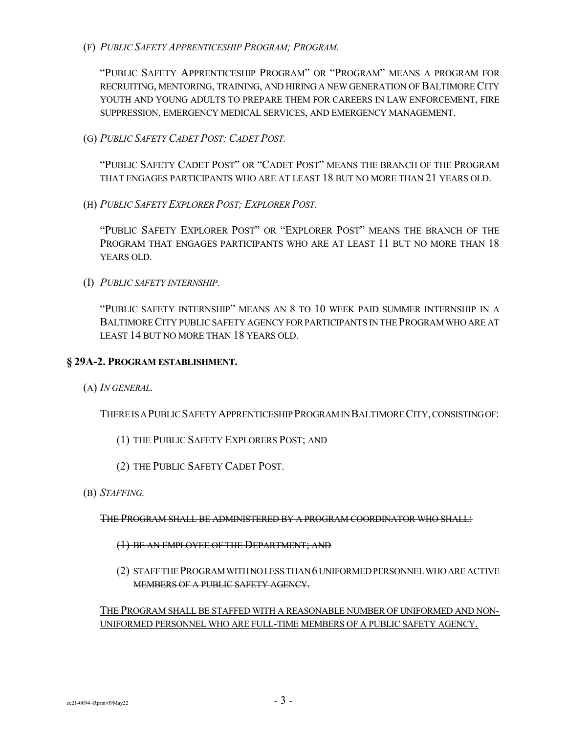(F) *PUBLIC SAFETY APPRENTICESHIP PROGRAM; PROGRAM.*

"PUBLIC SAFETY APPRENTICESHIP PROGRAM" OR "PROGRAM" MEANS A PROGRAM FOR RECRUITING, MENTORING, TRAINING, AND HIRING A NEW GENERATION OF BALTIMORE CITY YOUTH AND YOUNG ADULTS TO PREPARE THEM FOR CAREERS IN LAW ENFORCEMENT, FIRE SUPPRESSION, EMERGENCY MEDICAL SERVICES, AND EMERGENCY MANAGEMENT.

(G) *PUBLIC SAFETY CADET POST; CADET POST.*

"PUBLIC SAFETY CADET POST" OR "CADET POST" MEANS THE BRANCH OF THE PROGRAM THAT ENGAGES PARTICIPANTS WHO ARE AT LEAST 18 BUT NO MORE THAN 21 YEARS OLD.

(H) *PUBLIC SAFETY EXPLORER POST; EXPLORER POST.*

"PUBLIC SAFETY EXPLORER POST" OR "EXPLORER POST" MEANS THE BRANCH OF THE PROGRAM THAT ENGAGES PARTICIPANTS WHO ARE AT LEAST 11 BUT NO MORE THAN 18 YEARS OLD.

(I) *PUBLIC SAFETY INTERNSHIP.*

"PUBLIC SAFETY INTERNSHIP" MEANS AN 8 TO 10 WEEK PAID SUMMER INTERNSHIP IN A BALTIMORE CITY PUBLIC SAFETY AGENCY FOR PARTICIPANTS IN THE PROGRAM WHO ARE AT LEAST 14 BUT NO MORE THAN 18 YEARS OLD.

### § 29A-2. PROGRAM ESTABLISHMENT.

(A) *IN GENERAL.*

THERE IS A PUBLIC SAFETY APPRENTICESHIP PROGRAM IN BALTIMORE CITY, CONSISTING OF:

(1) THE PUBLIC SAFETY EXPLORERS POST; AND

(2) THE PUBLIC SAFETY CADET POST.

(B) *STAFFING.*

~~THE PROGRAM SHALL BE ADMINISTERED BY A PROGRAM COORDINATOR WHO SHALL:~~

~~(1) BE AN EMPLOYEE OF THE DEPARTMENT; AND~~

~~(2) STAFF THE PROGRAM WITH NO LESS THAN 6 UNIFORMED PERSONNEL WHO ARE ACTIVE MEMBERS OF A PUBLIC SAFETY AGENCY.~~

<u>THE PROGRAM SHALL BE STAFFED WITH A REASONABLE NUMBER OF UNIFORMED AND NON-UNIFORMED PERSONNEL WHO ARE FULL-TIME MEMBERS OF A PUBLIC SAFETY AGENCY.</u>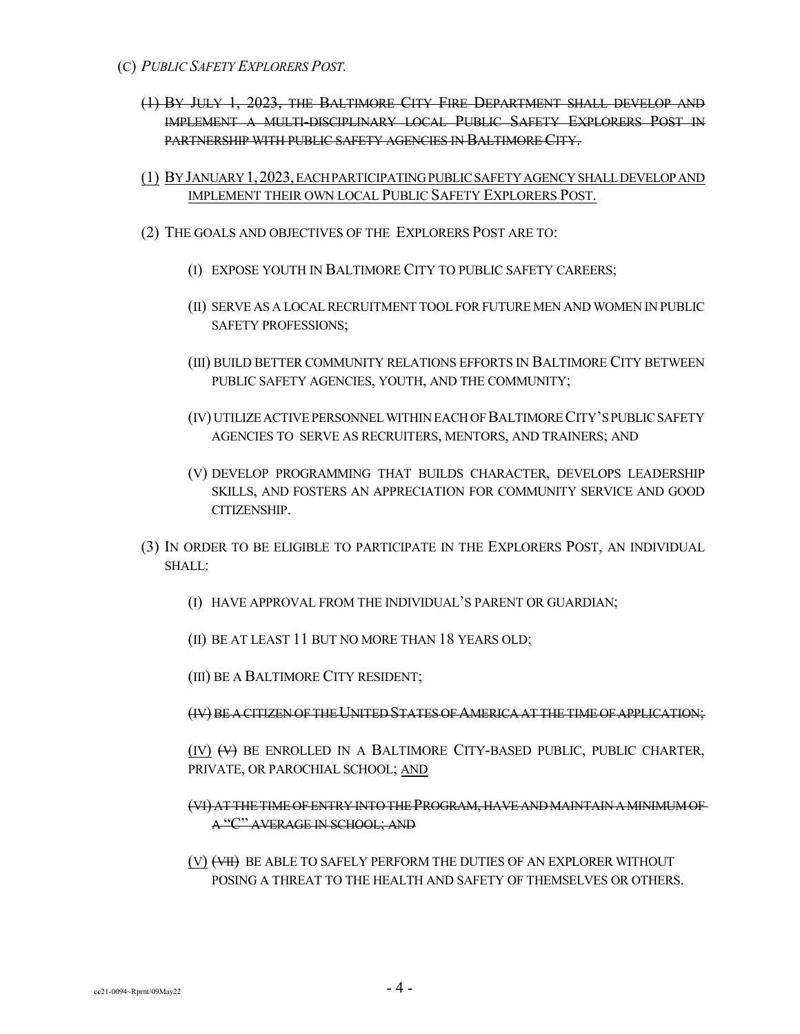(C) *PUBLIC SAFETY EXPLORERS POST.*

~~(1) BY JULY 1, 2023, THE BALTIMORE CITY FIRE DEPARTMENT SHALL DEVELOP AND IMPLEMENT A MULTI-DISCIPLINARY LOCAL PUBLIC SAFETY EXPLORERS POST IN PARTNERSHIP WITH PUBLIC SAFETY AGENCIES IN BALTIMORE CITY.~~

<u>(1) BY JANUARY 1, 2023, EACH PARTICIPATING PUBLIC SAFETY AGENCY SHALL DEVELOP AND IMPLEMENT THEIR OWN LOCAL PUBLIC SAFETY EXPLORERS POST.</u>

(2) THE GOALS AND OBJECTIVES OF THE EXPLORERS POST ARE TO:

(I) EXPOSE YOUTH IN BALTIMORE CITY TO PUBLIC SAFETY CAREERS;

(II) SERVE AS A LOCAL RECRUITMENT TOOL FOR FUTURE MEN AND WOMEN IN PUBLIC SAFETY PROFESSIONS;

(III) BUILD BETTER COMMUNITY RELATIONS EFFORTS IN BALTIMORE CITY BETWEEN PUBLIC SAFETY AGENCIES, YOUTH, AND THE COMMUNITY;

(IV) UTILIZE ACTIVE PERSONNEL WITHIN EACH OF BALTIMORE CITY'S PUBLIC SAFETY AGENCIES TO SERVE AS RECRUITERS, MENTORS, AND TRAINERS; AND

(V) DEVELOP PROGRAMMING THAT BUILDS CHARACTER, DEVELOPS LEADERSHIP SKILLS, AND FOSTERS AN APPRECIATION FOR COMMUNITY SERVICE AND GOOD CITIZENSHIP.

(3) IN ORDER TO BE ELIGIBLE TO PARTICIPATE IN THE EXPLORERS POST, AN INDIVIDUAL SHALL:

(I) HAVE APPROVAL FROM THE INDIVIDUAL'S PARENT OR GUARDIAN;

(II) BE AT LEAST 11 BUT NO MORE THAN 18 YEARS OLD;

(III) BE A BALTIMORE CITY RESIDENT;

~~(IV) BE A CITIZEN OF THE UNITED STATES OF AMERICA AT THE TIME OF APPLICATION;~~

<u>(IV)</u> ~~(V)~~ BE ENROLLED IN A BALTIMORE CITY-BASED PUBLIC, PUBLIC CHARTER, PRIVATE, OR PAROCHIAL SCHOOL; <u>AND</u>

~~(VI) AT THE TIME OF ENTRY INTO THE PROGRAM, HAVE AND MAINTAIN A MINIMUM OF A "C" AVERAGE IN SCHOOL; AND~~

<u>(V)</u> ~~(VII)~~ BE ABLE TO SAFELY PERFORM THE DUTIES OF AN EXPLORER WITHOUT POSING A THREAT TO THE HEALTH AND SAFETY OF THEMSELVES OR OTHERS.

cc21-0094~Rprnt/09May22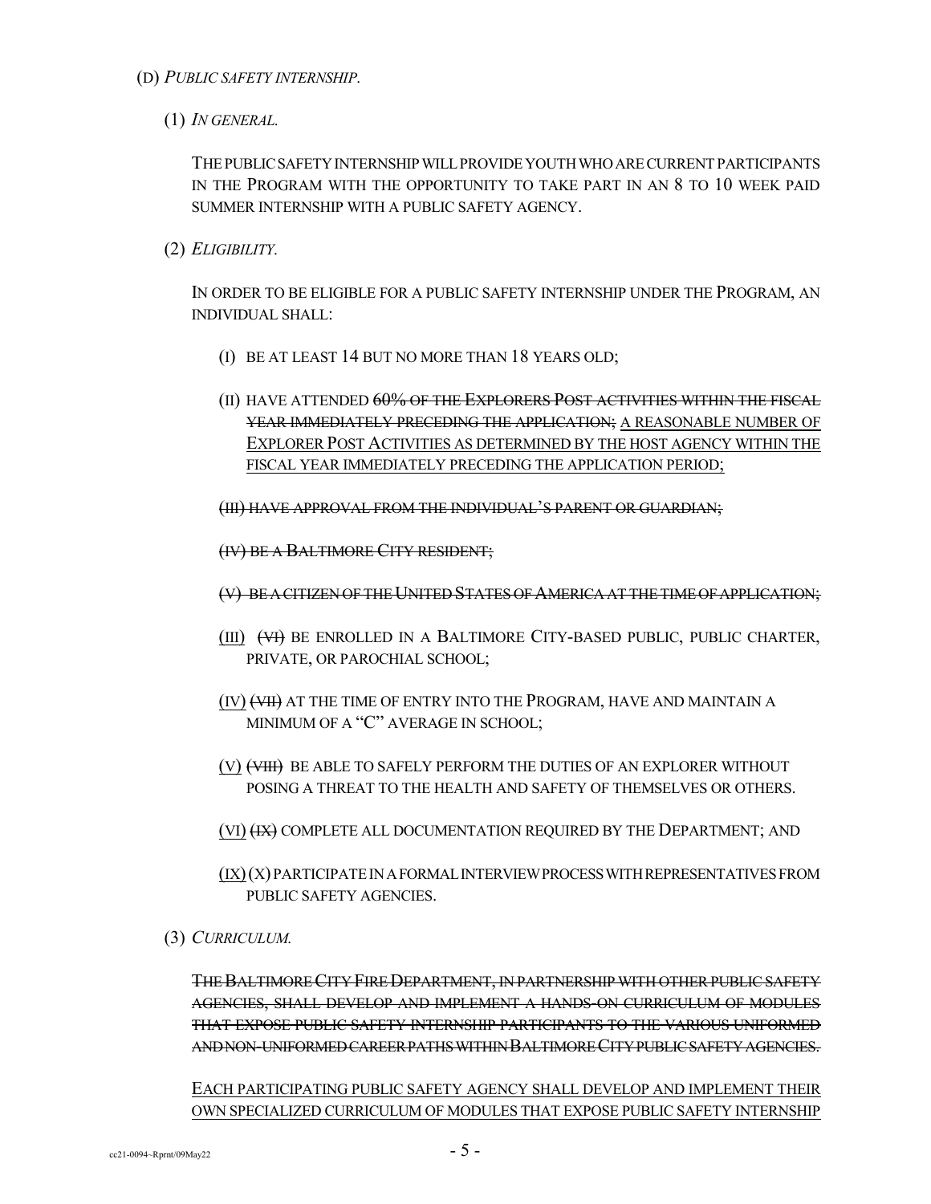(D) *PUBLIC SAFETY INTERNSHIP.*

(1) *IN GENERAL.*

THE PUBLIC SAFETY INTERNSHIP WILL PROVIDE YOUTH WHO ARE CURRENT PARTICIPANTS IN THE PROGRAM WITH THE OPPORTUNITY TO TAKE PART IN AN 8 TO 10 WEEK PAID SUMMER INTERNSHIP WITH A PUBLIC SAFETY AGENCY.

(2) *ELIGIBILITY.*

IN ORDER TO BE ELIGIBLE FOR A PUBLIC SAFETY INTERNSHIP UNDER THE PROGRAM, AN INDIVIDUAL SHALL:

(I) BE AT LEAST 14 BUT NO MORE THAN 18 YEARS OLD;

(II) HAVE ATTENDED ~~60% OF THE EXPLORERS POST ACTIVITIES WITHIN THE FISCAL YEAR IMMEDIATELY PRECEDING THE APPLICATION;~~ <u>A REASONABLE NUMBER OF EXPLORER POST ACTIVITIES AS DETERMINED BY THE HOST AGENCY WITHIN THE FISCAL YEAR IMMEDIATELY PRECEDING THE APPLICATION PERIOD;</u>

~~(III) HAVE APPROVAL FROM THE INDIVIDUAL'S PARENT OR GUARDIAN;~~

~~(IV) BE A BALTIMORE CITY RESIDENT;~~

~~(V) BE A CITIZEN OF THE UNITED STATES OF AMERICA AT THE TIME OF APPLICATION;~~

<u>(III)</u> ~~(VI)~~ BE ENROLLED IN A BALTIMORE CITY-BASED PUBLIC, PUBLIC CHARTER, PRIVATE, OR PAROCHIAL SCHOOL;

<u>(IV)</u> ~~(VII)~~ AT THE TIME OF ENTRY INTO THE PROGRAM, HAVE AND MAINTAIN A MINIMUM OF A "C" AVERAGE IN SCHOOL;

<u>(V)</u> ~~(VIII)~~ BE ABLE TO SAFELY PERFORM THE DUTIES OF AN EXPLORER WITHOUT POSING A THREAT TO THE HEALTH AND SAFETY OF THEMSELVES OR OTHERS.

<u>(VI)</u> ~~(IX)~~ COMPLETE ALL DOCUMENTATION REQUIRED BY THE DEPARTMENT; AND

<u>(IX)</u> (X) PARTICIPATE IN A FORMAL INTERVIEW PROCESS WITH REPRESENTATIVES FROM PUBLIC SAFETY AGENCIES.

(3) *CURRICULUM.*

~~THE BALTIMORE CITY FIRE DEPARTMENT, IN PARTNERSHIP WITH OTHER PUBLIC SAFETY AGENCIES, SHALL DEVELOP AND IMPLEMENT A HANDS-ON CURRICULUM OF MODULES THAT EXPOSE PUBLIC SAFETY INTERNSHIP PARTICIPANTS TO THE VARIOUS UNIFORMED AND NON-UNIFORMED CAREER PATHS WITHIN BALTIMORE CITY PUBLIC SAFETY AGENCIES.~~

<u>EACH PARTICIPATING PUBLIC SAFETY AGENCY SHALL DEVELOP AND IMPLEMENT THEIR OWN SPECIALIZED CURRICULUM OF MODULES THAT EXPOSE PUBLIC SAFETY INTERNSHIP</u>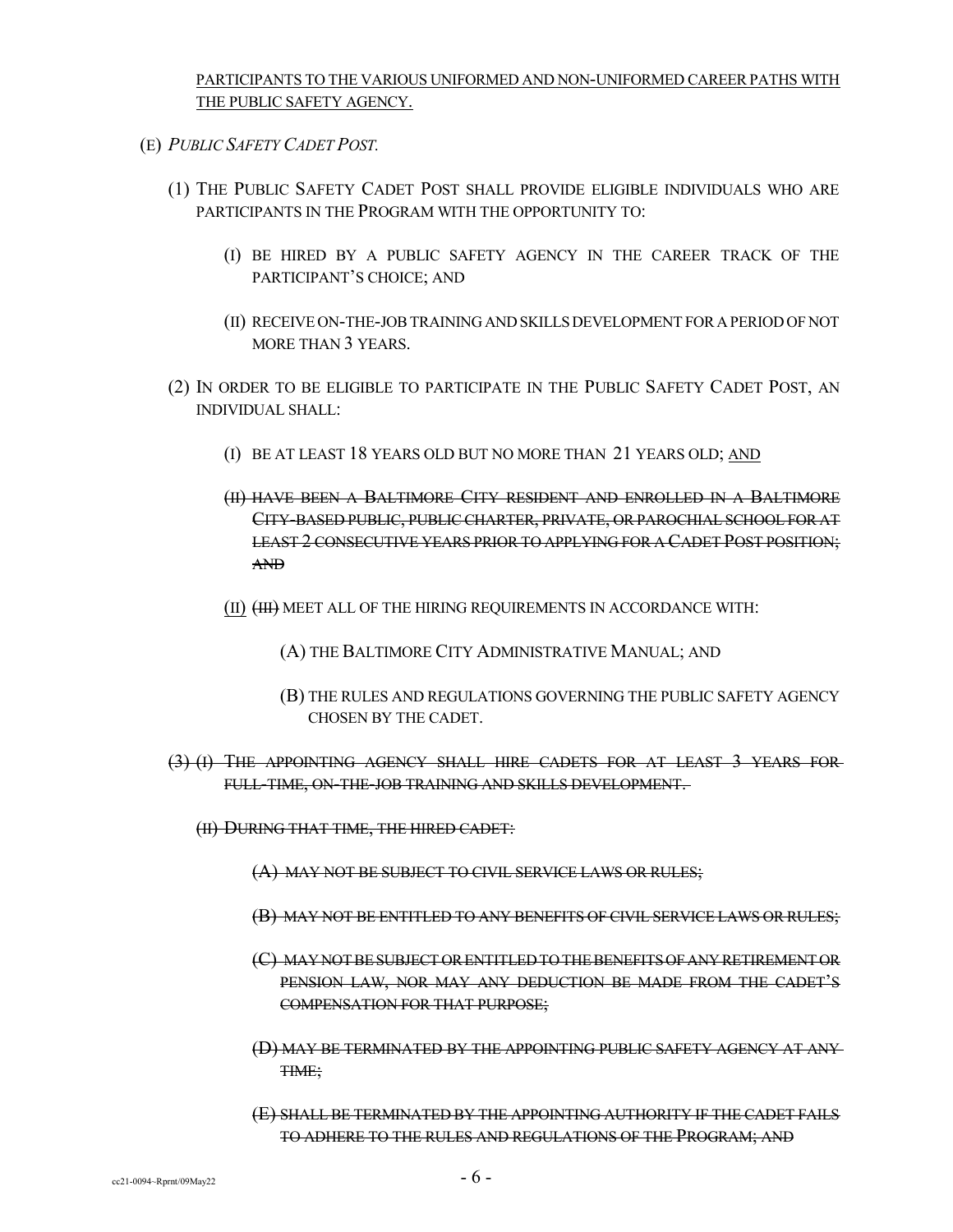<u>PARTICIPANTS TO THE VARIOUS UNIFORMED AND NON-UNIFORMED CAREER PATHS WITH THE PUBLIC SAFETY AGENCY.</u>

(E) *PUBLIC SAFETY CADET POST.*

(1) THE PUBLIC SAFETY CADET POST SHALL PROVIDE ELIGIBLE INDIVIDUALS WHO ARE PARTICIPANTS IN THE PROGRAM WITH THE OPPORTUNITY TO:

(I) BE HIRED BY A PUBLIC SAFETY AGENCY IN THE CAREER TRACK OF THE PARTICIPANT'S CHOICE; AND

(II) RECEIVE ON-THE-JOB TRAINING AND SKILLS DEVELOPMENT FOR A PERIOD OF NOT MORE THAN 3 YEARS.

(2) IN ORDER TO BE ELIGIBLE TO PARTICIPATE IN THE PUBLIC SAFETY CADET POST, AN INDIVIDUAL SHALL:

(I) BE AT LEAST 18 YEARS OLD BUT NO MORE THAN 21 YEARS OLD; <u>AND</u>

~~(II) HAVE BEEN A BALTIMORE CITY RESIDENT AND ENROLLED IN A BALTIMORE CITY-BASED PUBLIC, PUBLIC CHARTER, PRIVATE, OR PAROCHIAL SCHOOL FOR AT LEAST 2 CONSECUTIVE YEARS PRIOR TO APPLYING FOR A CADET POST POSITION; AND~~

<u>(II)</u> ~~(III)~~ MEET ALL OF THE HIRING REQUIREMENTS IN ACCORDANCE WITH:

(A) THE BALTIMORE CITY ADMINISTRATIVE MANUAL; AND

(B) THE RULES AND REGULATIONS GOVERNING THE PUBLIC SAFETY AGENCY CHOSEN BY THE CADET.

~~(3) (I) THE APPOINTING AGENCY SHALL HIRE CADETS FOR AT LEAST 3 YEARS FOR FULL-TIME, ON-THE-JOB TRAINING AND SKILLS DEVELOPMENT.~~

~~(II) DURING THAT TIME, THE HIRED CADET:~~

~~(A) MAY NOT BE SUBJECT TO CIVIL SERVICE LAWS OR RULES;~~

~~(B) MAY NOT BE ENTITLED TO ANY BENEFITS OF CIVIL SERVICE LAWS OR RULES;~~

~~(C) MAY NOT BE SUBJECT OR ENTITLED TO THE BENEFITS OF ANY RETIREMENT OR PENSION LAW, NOR MAY ANY DEDUCTION BE MADE FROM THE CADET'S COMPENSATION FOR THAT PURPOSE;~~

~~(D) MAY BE TERMINATED BY THE APPOINTING PUBLIC SAFETY AGENCY AT ANY TIME;~~

~~(E) SHALL BE TERMINATED BY THE APPOINTING AUTHORITY IF THE CADET FAILS TO ADHERE TO THE RULES AND REGULATIONS OF THE PROGRAM; AND~~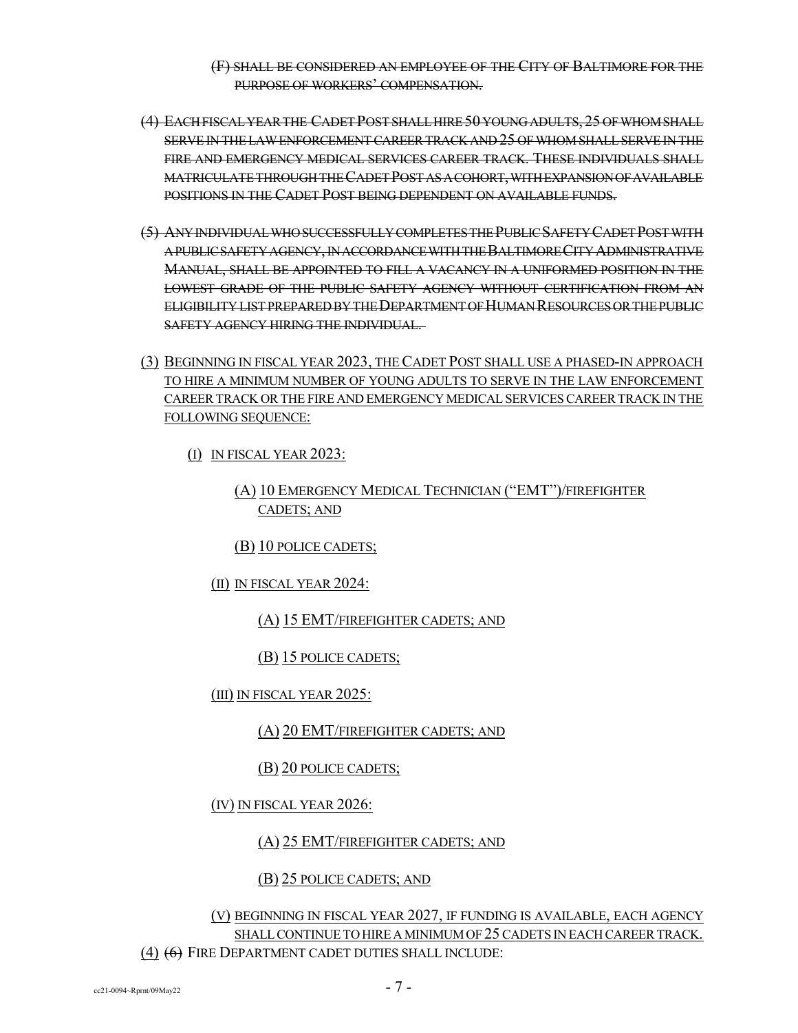~~(F) SHALL BE CONSIDERED AN EMPLOYEE OF THE CITY OF BALTIMORE FOR THE PURPOSE OF WORKERS' COMPENSATION.~~

~~(4) EACH FISCAL YEAR THE CADET POST SHALL HIRE 50 YOUNG ADULTS, 25 OF WHOM SHALL SERVE IN THE LAW ENFORCEMENT CAREER TRACK AND 25 OF WHOM SHALL SERVE IN THE FIRE AND EMERGENCY MEDICAL SERVICES CAREER TRACK. THESE INDIVIDUALS SHALL MATRICULATE THROUGH THE CADET POST AS A COHORT, WITH EXPANSION OF AVAILABLE POSITIONS IN THE CADET POST BEING DEPENDENT ON AVAILABLE FUNDS.~~

~~(5) ANY INDIVIDUAL WHO SUCCESSFULLY COMPLETES THE PUBLIC SAFETY CADET POST WITH A PUBLIC SAFETY AGENCY, IN ACCORDANCE WITH THE BALTIMORE CITY ADMINISTRATIVE MANUAL, SHALL BE APPOINTED TO FILL A VACANCY IN A UNIFORMED POSITION IN THE LOWEST GRADE OF THE PUBLIC SAFETY AGENCY WITHOUT CERTIFICATION FROM AN ELIGIBILITY LIST PREPARED BY THE DEPARTMENT OF HUMAN RESOURCES OR THE PUBLIC SAFETY AGENCY HIRING THE INDIVIDUAL.~~

<u>(3) BEGINNING IN FISCAL YEAR 2023, THE CADET POST SHALL USE A PHASED-IN APPROACH TO HIRE A MINIMUM NUMBER OF YOUNG ADULTS TO SERVE IN THE LAW ENFORCEMENT CAREER TRACK OR THE FIRE AND EMERGENCY MEDICAL SERVICES CAREER TRACK IN THE FOLLOWING SEQUENCE:</u>

<u>(I) IN FISCAL YEAR 2023:</u>

<u>(A) 10 EMERGENCY MEDICAL TECHNICIAN ("EMT")/FIREFIGHTER CADETS; AND</u>

<u>(B) 10 POLICE CADETS;</u>

<u>(II) IN FISCAL YEAR 2024:</u>

<u>(A) 15 EMT/FIREFIGHTER CADETS; AND</u>

<u>(B) 15 POLICE CADETS;</u>

<u>(III) IN FISCAL YEAR 2025:</u>

<u>(A) 20 EMT/FIREFIGHTER CADETS; AND</u>

<u>(B) 20 POLICE CADETS;</u>

<u>(IV) IN FISCAL YEAR 2026:</u>

<u>(A) 25 EMT/FIREFIGHTER CADETS; AND</u>

<u>(B) 25 POLICE CADETS; AND</u>

<u>(V) BEGINNING IN FISCAL YEAR 2027, IF FUNDING IS AVAILABLE, EACH AGENCY SHALL CONTINUE TO HIRE A MINIMUM OF 25 CADETS IN EACH CAREER TRACK.</u>

<u>(4)</u> ~~(6)~~ FIRE DEPARTMENT CADET DUTIES SHALL INCLUDE: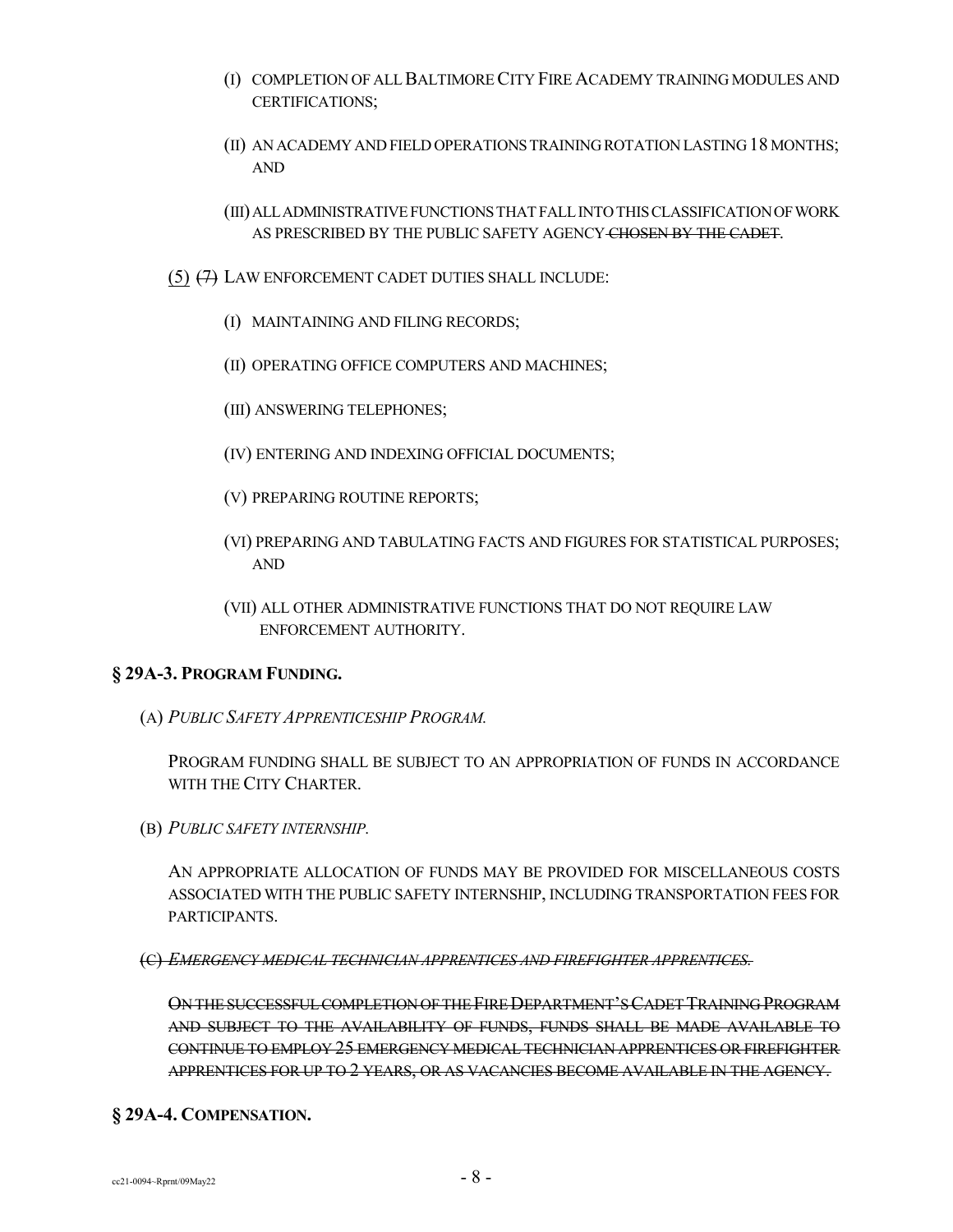(I) COMPLETION OF ALL BALTIMORE CITY FIRE ACADEMY TRAINING MODULES AND CERTIFICATIONS;

(II) AN ACADEMY AND FIELD OPERATIONS TRAINING ROTATION LASTING 18 MONTHS; AND

(III) ALL ADMINISTRATIVE FUNCTIONS THAT FALL INTO THIS CLASSIFICATION OF WORK AS PRESCRIBED BY THE PUBLIC SAFETY AGENCY ~~CHOSEN BY THE CADET~~.

(5) ~~(7)~~ LAW ENFORCEMENT CADET DUTIES SHALL INCLUDE:

(I) MAINTAINING AND FILING RECORDS;

(II) OPERATING OFFICE COMPUTERS AND MACHINES;

(III) ANSWERING TELEPHONES;

(IV) ENTERING AND INDEXING OFFICIAL DOCUMENTS;

(V) PREPARING ROUTINE REPORTS;

(VI) PREPARING AND TABULATING FACTS AND FIGURES FOR STATISTICAL PURPOSES; AND

(VII) ALL OTHER ADMINISTRATIVE FUNCTIONS THAT DO NOT REQUIRE LAW ENFORCEMENT AUTHORITY.

**§ 29A-3. PROGRAM FUNDING.**

(A) *PUBLIC SAFETY APPRENTICESHIP PROGRAM.*

PROGRAM FUNDING SHALL BE SUBJECT TO AN APPROPRIATION OF FUNDS IN ACCORDANCE WITH THE CITY CHARTER.

(B) *PUBLIC SAFETY INTERNSHIP.*

AN APPROPRIATE ALLOCATION OF FUNDS MAY BE PROVIDED FOR MISCELLANEOUS COSTS ASSOCIATED WITH THE PUBLIC SAFETY INTERNSHIP, INCLUDING TRANSPORTATION FEES FOR PARTICIPANTS.

~~(C) *EMERGENCY MEDICAL TECHNICIAN APPRENTICES AND FIREFIGHTER APPRENTICES.*~~

~~ON THE SUCCESSFUL COMPLETION OF THE FIRE DEPARTMENT'S CADET TRAINING PROGRAM AND SUBJECT TO THE AVAILABILITY OF FUNDS, FUNDS SHALL BE MADE AVAILABLE TO CONTINUE TO EMPLOY 25 EMERGENCY MEDICAL TECHNICIAN APPRENTICES OR FIREFIGHTER APPRENTICES FOR UP TO 2 YEARS, OR AS VACANCIES BECOME AVAILABLE IN THE AGENCY.~~

**§ 29A-4. COMPENSATION.**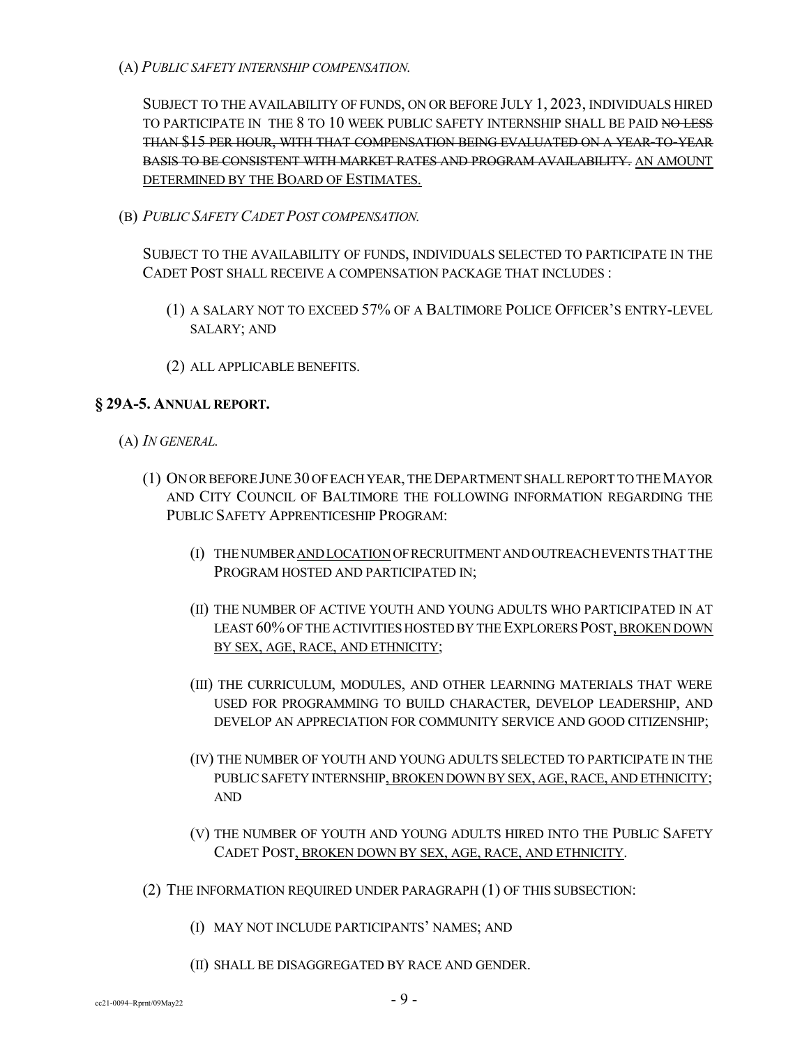(A) *PUBLIC SAFETY INTERNSHIP COMPENSATION.*

SUBJECT TO THE AVAILABILITY OF FUNDS, ON OR BEFORE JULY 1, 2023, INDIVIDUALS HIRED TO PARTICIPATE IN THE 8 TO 10 WEEK PUBLIC SAFETY INTERNSHIP SHALL BE PAID ~~NO LESS THAN $15 PER HOUR, WITH THAT COMPENSATION BEING EVALUATED ON A YEAR-TO-YEAR BASIS TO BE CONSISTENT WITH MARKET RATES AND PROGRAM AVAILABILITY.~~ <u>AN AMOUNT DETERMINED BY THE BOARD OF ESTIMATES.</u>

(B) *PUBLIC SAFETY CADET POST COMPENSATION.*

SUBJECT TO THE AVAILABILITY OF FUNDS, INDIVIDUALS SELECTED TO PARTICIPATE IN THE CADET POST SHALL RECEIVE A COMPENSATION PACKAGE THAT INCLUDES :

(1) A SALARY NOT TO EXCEED 57% OF A BALTIMORE POLICE OFFICER'S ENTRY-LEVEL SALARY; AND

(2) ALL APPLICABLE BENEFITS.

**§ 29A-5. ANNUAL REPORT.**

(A) *IN GENERAL.*

(1) ON OR BEFORE JUNE 30 OF EACH YEAR, THE DEPARTMENT SHALL REPORT TO THE MAYOR AND CITY COUNCIL OF BALTIMORE THE FOLLOWING INFORMATION REGARDING THE PUBLIC SAFETY APPRENTICESHIP PROGRAM:

(I) THE NUMBER <u>AND LOCATION</u> OF RECRUITMENT AND OUTREACH EVENTS THAT THE PROGRAM HOSTED AND PARTICIPATED IN;

(II) THE NUMBER OF ACTIVE YOUTH AND YOUNG ADULTS WHO PARTICIPATED IN AT LEAST 60% OF THE ACTIVITIES HOSTED BY THE EXPLORERS POST<u>, BROKEN DOWN BY SEX, AGE, RACE, AND ETHNICITY</u>;

(III) THE CURRICULUM, MODULES, AND OTHER LEARNING MATERIALS THAT WERE USED FOR PROGRAMMING TO BUILD CHARACTER, DEVELOP LEADERSHIP, AND DEVELOP AN APPRECIATION FOR COMMUNITY SERVICE AND GOOD CITIZENSHIP;

(IV) THE NUMBER OF YOUTH AND YOUNG ADULTS SELECTED TO PARTICIPATE IN THE PUBLIC SAFETY INTERNSHIP<u>, BROKEN DOWN BY SEX, AGE, RACE, AND ETHNICITY</u>; AND

(V) THE NUMBER OF YOUTH AND YOUNG ADULTS HIRED INTO THE PUBLIC SAFETY CADET POST<u>, BROKEN DOWN BY SEX, AGE, RACE, AND ETHNICITY</u>.

(2) THE INFORMATION REQUIRED UNDER PARAGRAPH (1) OF THIS SUBSECTION:

(I) MAY NOT INCLUDE PARTICIPANTS' NAMES; AND

(II) SHALL BE DISAGGREGATED BY RACE AND GENDER.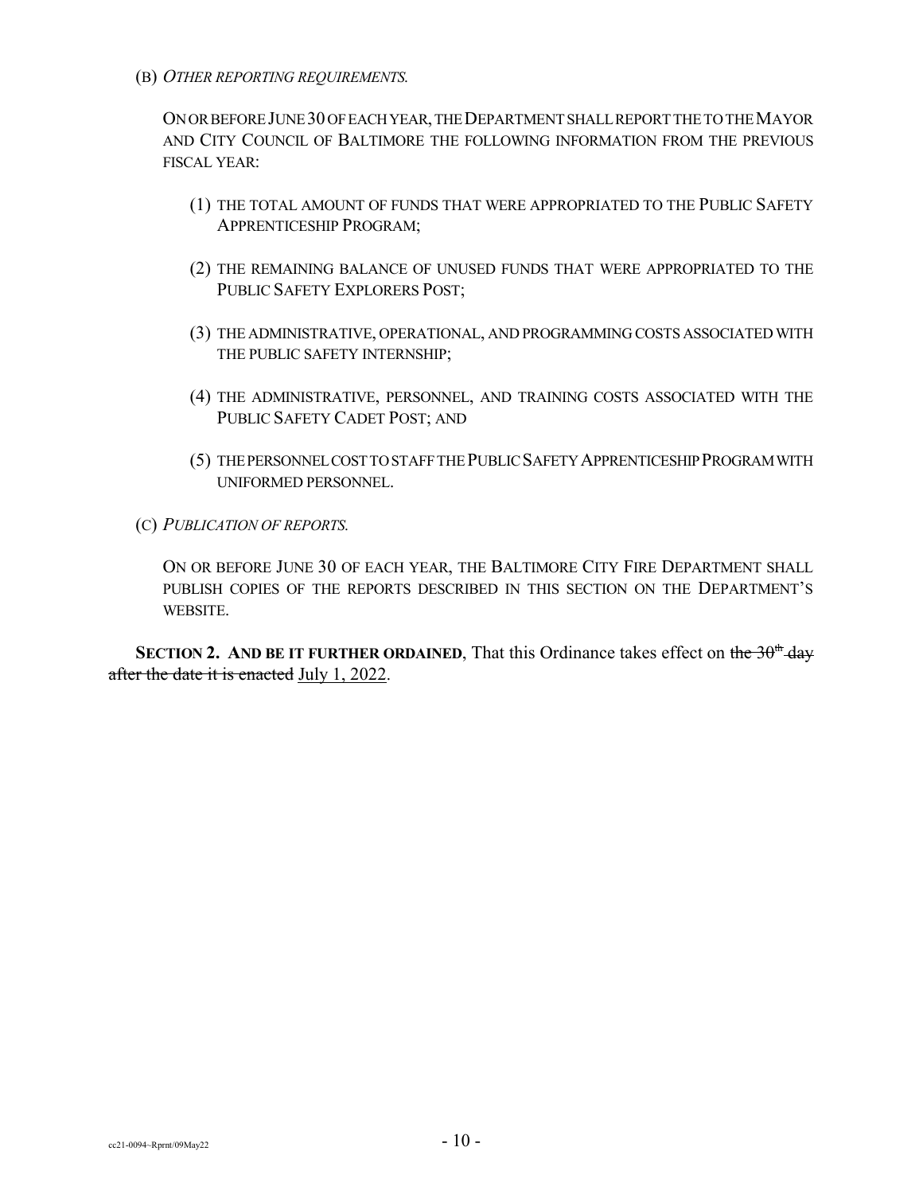(B) *OTHER REPORTING REQUIREMENTS.*

ON OR BEFORE JUNE 30 OF EACH YEAR, THE DEPARTMENT SHALL REPORT THE TO THE MAYOR AND CITY COUNCIL OF BALTIMORE THE FOLLOWING INFORMATION FROM THE PREVIOUS FISCAL YEAR:

(1) THE TOTAL AMOUNT OF FUNDS THAT WERE APPROPRIATED TO THE PUBLIC SAFETY APPRENTICESHIP PROGRAM;

(2) THE REMAINING BALANCE OF UNUSED FUNDS THAT WERE APPROPRIATED TO THE PUBLIC SAFETY EXPLORERS POST;

(3) THE ADMINISTRATIVE, OPERATIONAL, AND PROGRAMMING COSTS ASSOCIATED WITH THE PUBLIC SAFETY INTERNSHIP;

(4) THE ADMINISTRATIVE, PERSONNEL, AND TRAINING COSTS ASSOCIATED WITH THE PUBLIC SAFETY CADET POST; AND

(5) THE PERSONNEL COST TO STAFF THE PUBLIC SAFETY APPRENTICESHIP PROGRAM WITH UNIFORMED PERSONNEL.

(C) *PUBLICATION OF REPORTS.*

ON OR BEFORE JUNE 30 OF EACH YEAR, THE BALTIMORE CITY FIRE DEPARTMENT SHALL PUBLISH COPIES OF THE REPORTS DESCRIBED IN THIS SECTION ON THE DEPARTMENT'S WEBSITE.

**SECTION 2. AND BE IT FURTHER ORDAINED**, That this Ordinance takes effect on ~~the 30th day after the date it is enacted~~ July 1, 2022.